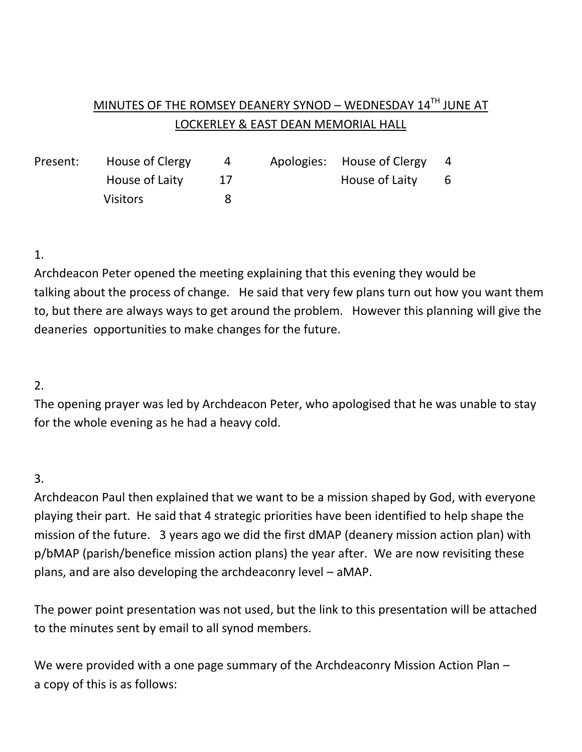# MINUTES OF THE ROMSEY DEANERY SYNOD – WEDNESDAY 14TH JUNE AT LOCKERLEY & EAST DEAN MEMORIAL HALL

| Present: | | | Apologies: | | |
|---|---|---|---|---|---|
| | House of Clergy | 4 | | House of Clergy | 4 |
| | House of Laity | 17 | | House of Laity | 6 |
| | Visitors | 8 | | | |

1.
Archdeacon Peter opened the meeting explaining that this evening they would be talking about the process of change. He said that very few plans turn out how you want them to, but there are always ways to get around the problem. However this planning will give the deaneries opportunities to make changes for the future.

2.
The opening prayer was led by Archdeacon Peter, who apologised that he was unable to stay for the whole evening as he had a heavy cold.

3.
Archdeacon Paul then explained that we want to be a mission shaped by God, with everyone playing their part. He said that 4 strategic priorities have been identified to help shape the mission of the future. 3 years ago we did the first dMAP (deanery mission action plan) with p/bMAP (parish/benefice mission action plans) the year after. We are now revisiting these plans, and are also developing the archdeaconry level – aMAP.

The power point presentation was not used, but the link to this presentation will be attached to the minutes sent by email to all synod members.

We were provided with a one page summary of the Archdeaconry Mission Action Plan – a copy of this is as follows: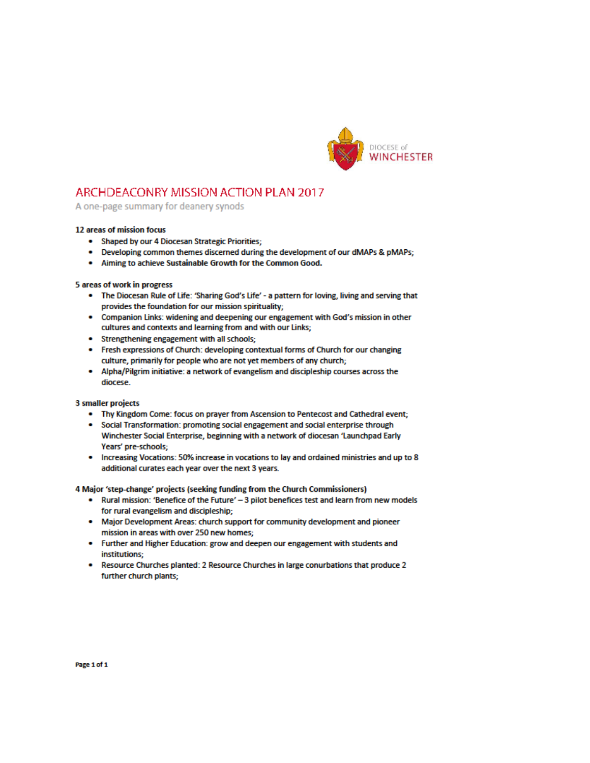DIOCESE of WINCHESTER

# ARCHDEACONRY MISSION ACTION PLAN 2017

A one-page summary for deanery synods

**12 areas of mission focus**

- Shaped by our 4 Diocesan Strategic Priorities;
- Developing common themes discerned during the development of our dMAPs & pMAPs;
- Aiming to achieve Sustainable Growth for the Common Good.

**5 areas of work in progress**

- The Diocesan Rule of Life: 'Sharing God's Life' - a pattern for loving, living and serving that provides the foundation for our mission spirituality;
- Companion Links: widening and deepening our engagement with God's mission in other cultures and contexts and learning from and with our Links;
- Strengthening engagement with all schools;
- Fresh expressions of Church: developing contextual forms of Church for our changing culture, primarily for people who are not yet members of any church;
- Alpha/Pilgrim initiative: a network of evangelism and discipleship courses across the diocese.

**3 smaller projects**

- Thy Kingdom Come: focus on prayer from Ascension to Pentecost and Cathedral event;
- Social Transformation: promoting social engagement and social enterprise through Winchester Social Enterprise, beginning with a network of diocesan 'Launchpad Early Years' pre-schools;
- Increasing Vocations: 50% increase in vocations to lay and ordained ministries and up to 8 additional curates each year over the next 3 years.

**4 Major 'step-change' projects (seeking funding from the Church Commissioners)**

- Rural mission: 'Benefice of the Future' – 3 pilot benefices test and learn from new models for rural evangelism and discipleship;
- Major Development Areas: church support for community development and pioneer mission in areas with over 250 new homes;
- Further and Higher Education: grow and deepen our engagement with students and institutions;
- Resource Churches planted: 2 Resource Churches in large conurbations that produce 2 further church plants;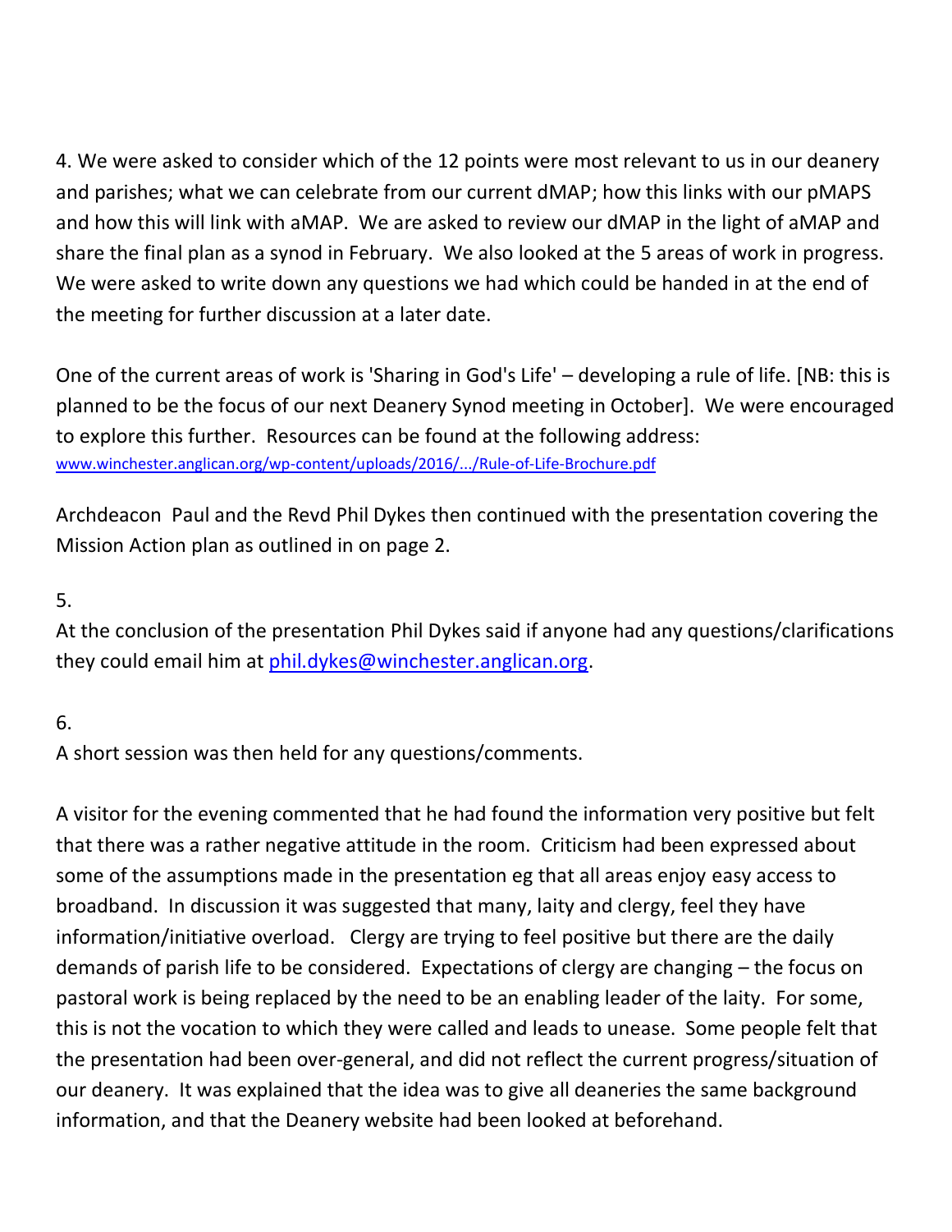4. We were asked to consider which of the 12 points were most relevant to us in our deanery and parishes; what we can celebrate from our current dMAP; how this links with our pMAPS and how this will link with aMAP. We are asked to review our dMAP in the light of aMAP and share the final plan as a synod in February. We also looked at the 5 areas of work in progress. We were asked to write down any questions we had which could be handed in at the end of the meeting for further discussion at a later date.

One of the current areas of work is 'Sharing in God's Life' – developing a rule of life. [NB: this is planned to be the focus of our next Deanery Synod meeting in October]. We were encouraged to explore this further. Resources can be found at the following address: www.winchester.anglican.org/wp-content/uploads/2016/.../Rule-of-Life-Brochure.pdf

Archdeacon Paul and the Revd Phil Dykes then continued with the presentation covering the Mission Action plan as outlined in on page 2.

5.
At the conclusion of the presentation Phil Dykes said if anyone had any questions/clarifications they could email him at phil.dykes@winchester.anglican.org.

6.
A short session was then held for any questions/comments.

A visitor for the evening commented that he had found the information very positive but felt that there was a rather negative attitude in the room. Criticism had been expressed about some of the assumptions made in the presentation eg that all areas enjoy easy access to broadband. In discussion it was suggested that many, laity and clergy, feel they have information/initiative overload. Clergy are trying to feel positive but there are the daily demands of parish life to be considered. Expectations of clergy are changing – the focus on pastoral work is being replaced by the need to be an enabling leader of the laity. For some, this is not the vocation to which they were called and leads to unease. Some people felt that the presentation had been over-general, and did not reflect the current progress/situation of our deanery. It was explained that the idea was to give all deaneries the same background information, and that the Deanery website had been looked at beforehand.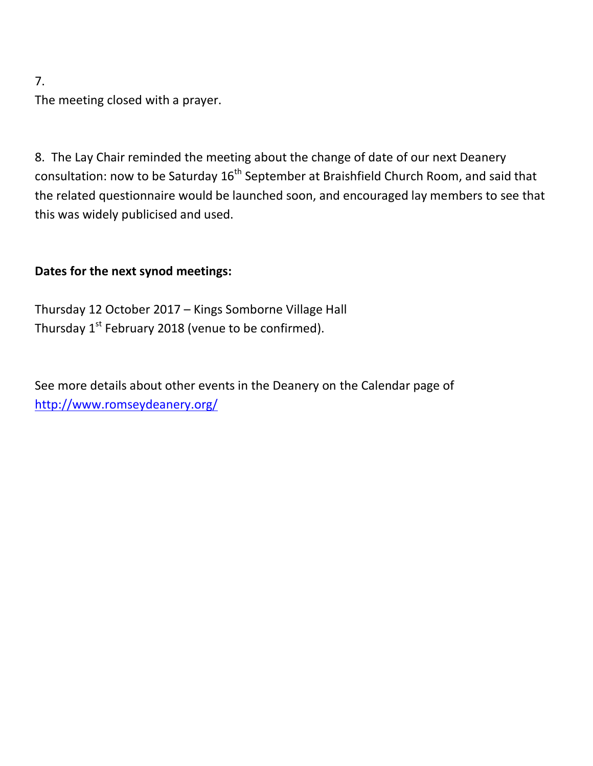7.
The meeting closed with a prayer.

8. The Lay Chair reminded the meeting about the change of date of our next Deanery consultation: now to be Saturday 16th September at Braishfield Church Room, and said that the related questionnaire would be launched soon, and encouraged lay members to see that this was widely publicised and used.

**Dates for the next synod meetings:**

Thursday 12 October 2017 – Kings Somborne Village Hall
Thursday 1st February 2018 (venue to be confirmed).

See more details about other events in the Deanery on the Calendar page of http://www.romseydeanery.org/